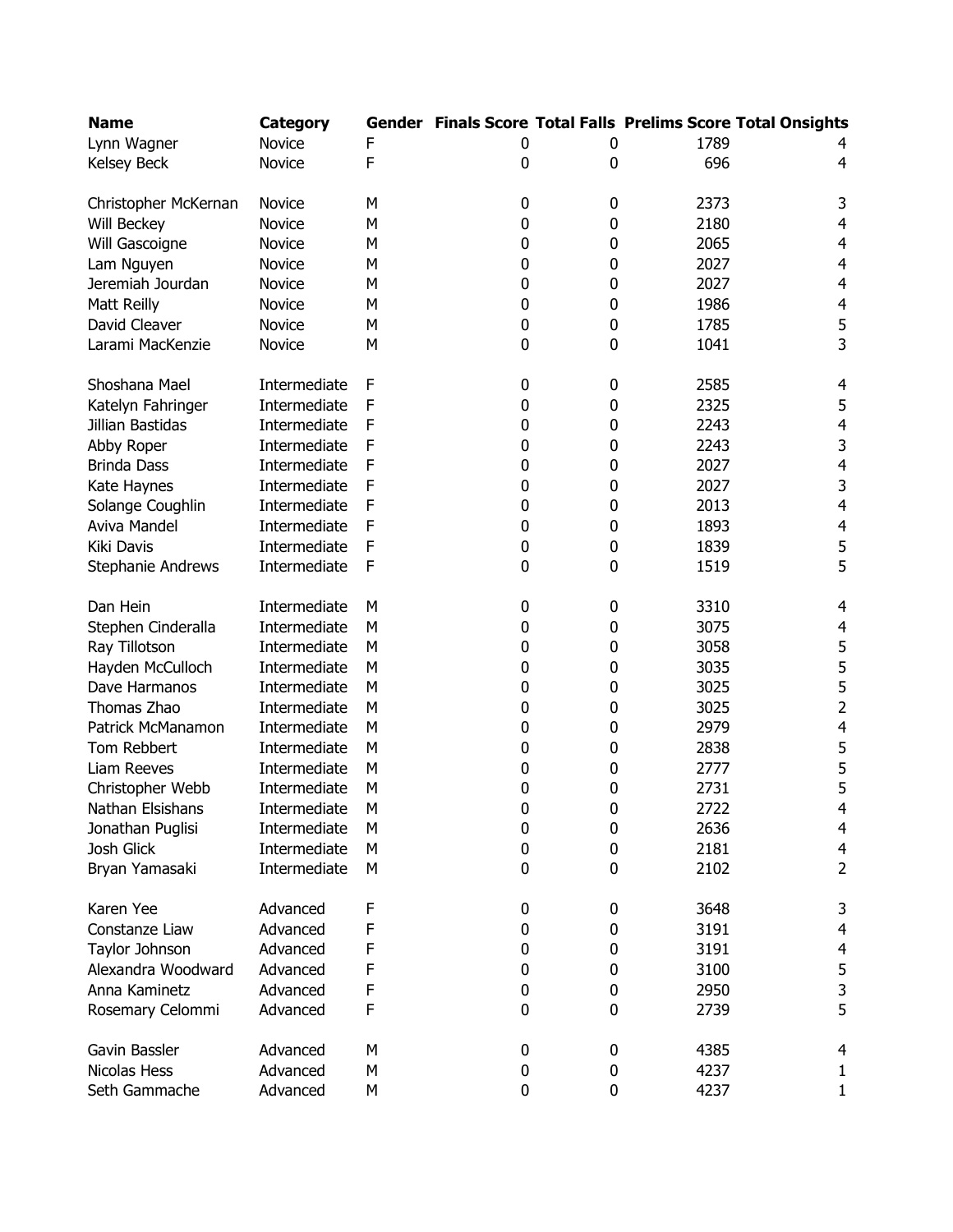| Name | Category | Gender | Finals Score | Total Falls | Prelims Score | Total Onsights |
|---|---|---|---|---|---|---|
| Lynn Wagner | Novice | F | 0 | 0 | 1789 | 4 |
| Kelsey Beck | Novice | F | 0 | 0 | 696 | 4 |
| | | | | | | |
| Christopher McKernan | Novice | M | 0 | 0 | 2373 | 3 |
| Will Beckey | Novice | M | 0 | 0 | 2180 | 4 |
| Will Gascoigne | Novice | M | 0 | 0 | 2065 | 4 |
| Lam Nguyen | Novice | M | 0 | 0 | 2027 | 4 |
| Jeremiah Jourdan | Novice | M | 0 | 0 | 2027 | 4 |
| Matt Reilly | Novice | M | 0 | 0 | 1986 | 4 |
| David Cleaver | Novice | M | 0 | 0 | 1785 | 5 |
| Larami MacKenzie | Novice | M | 0 | 0 | 1041 | 3 |
| | | | | | | |
| Shoshana Mael | Intermediate | F | 0 | 0 | 2585 | 4 |
| Katelyn Fahringer | Intermediate | F | 0 | 0 | 2325 | 5 |
| Jillian Bastidas | Intermediate | F | 0 | 0 | 2243 | 4 |
| Abby Roper | Intermediate | F | 0 | 0 | 2243 | 3 |
| Brinda Dass | Intermediate | F | 0 | 0 | 2027 | 4 |
| Kate Haynes | Intermediate | F | 0 | 0 | 2027 | 3 |
| Solange Coughlin | Intermediate | F | 0 | 0 | 2013 | 4 |
| Aviva Mandel | Intermediate | F | 0 | 0 | 1893 | 4 |
| Kiki Davis | Intermediate | F | 0 | 0 | 1839 | 5 |
| Stephanie Andrews | Intermediate | F | 0 | 0 | 1519 | 5 |
| | | | | | | |
| Dan Hein | Intermediate | M | 0 | 0 | 3310 | 4 |
| Stephen Cinderalla | Intermediate | M | 0 | 0 | 3075 | 4 |
| Ray Tillotson | Intermediate | M | 0 | 0 | 3058 | 5 |
| Hayden McCulloch | Intermediate | M | 0 | 0 | 3035 | 5 |
| Dave Harmanos | Intermediate | M | 0 | 0 | 3025 | 5 |
| Thomas Zhao | Intermediate | M | 0 | 0 | 3025 | 2 |
| Patrick McManamon | Intermediate | M | 0 | 0 | 2979 | 4 |
| Tom Rebbert | Intermediate | M | 0 | 0 | 2838 | 5 |
| Liam Reeves | Intermediate | M | 0 | 0 | 2777 | 5 |
| Christopher Webb | Intermediate | M | 0 | 0 | 2731 | 5 |
| Nathan Elsishans | Intermediate | M | 0 | 0 | 2722 | 4 |
| Jonathan Puglisi | Intermediate | M | 0 | 0 | 2636 | 4 |
| Josh Glick | Intermediate | M | 0 | 0 | 2181 | 4 |
| Bryan Yamasaki | Intermediate | M | 0 | 0 | 2102 | 2 |
| | | | | | | |
| Karen Yee | Advanced | F | 0 | 0 | 3648 | 3 |
| Constanze Liaw | Advanced | F | 0 | 0 | 3191 | 4 |
| Taylor Johnson | Advanced | F | 0 | 0 | 3191 | 4 |
| Alexandra Woodward | Advanced | F | 0 | 0 | 3100 | 5 |
| Anna Kaminetz | Advanced | F | 0 | 0 | 2950 | 3 |
| Rosemary Celommi | Advanced | F | 0 | 0 | 2739 | 5 |
| | | | | | | |
| Gavin Bassler | Advanced | M | 0 | 0 | 4385 | 4 |
| Nicolas Hess | Advanced | M | 0 | 0 | 4237 | 1 |
| Seth Gammache | Advanced | M | 0 | 0 | 4237 | 1 |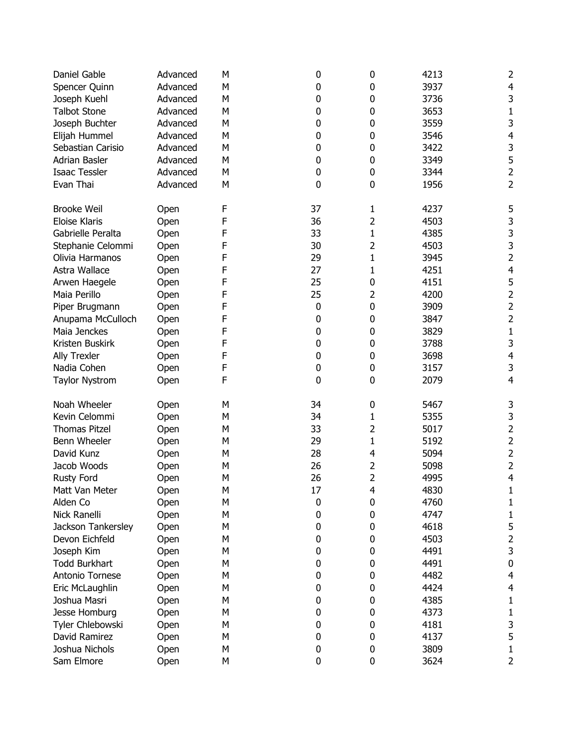| | | | | | | |
|---|---|---|---|---|---|---|
| Daniel Gable | Advanced | M | 0 | 0 | 4213 | 2 |
| Spencer Quinn | Advanced | M | 0 | 0 | 3937 | 4 |
| Joseph Kuehl | Advanced | M | 0 | 0 | 3736 | 3 |
| Talbot Stone | Advanced | M | 0 | 0 | 3653 | 1 |
| Joseph Buchter | Advanced | M | 0 | 0 | 3559 | 3 |
| Elijah Hummel | Advanced | M | 0 | 0 | 3546 | 4 |
| Sebastian Carisio | Advanced | M | 0 | 0 | 3422 | 3 |
| Adrian Basler | Advanced | M | 0 | 0 | 3349 | 5 |
| Isaac Tessler | Advanced | M | 0 | 0 | 3344 | 2 |
| Evan Thai | Advanced | M | 0 | 0 | 1956 | 2 |
| | | | | | | |
| Brooke Weil | Open | F | 37 | 1 | 4237 | 5 |
| Eloise Klaris | Open | F | 36 | 2 | 4503 | 3 |
| Gabrielle Peralta | Open | F | 33 | 1 | 4385 | 3 |
| Stephanie Celommi | Open | F | 30 | 2 | 4503 | 3 |
| Olivia Harmanos | Open | F | 29 | 1 | 3945 | 2 |
| Astra Wallace | Open | F | 27 | 1 | 4251 | 4 |
| Arwen Haegele | Open | F | 25 | 0 | 4151 | 5 |
| Maia Perillo | Open | F | 25 | 2 | 4200 | 2 |
| Piper Brugmann | Open | F | 0 | 0 | 3909 | 2 |
| Anupama McCulloch | Open | F | 0 | 0 | 3847 | 2 |
| Maia Jenckes | Open | F | 0 | 0 | 3829 | 1 |
| Kristen Buskirk | Open | F | 0 | 0 | 3788 | 3 |
| Ally Trexler | Open | F | 0 | 0 | 3698 | 4 |
| Nadia Cohen | Open | F | 0 | 0 | 3157 | 3 |
| Taylor Nystrom | Open | F | 0 | 0 | 2079 | 4 |
| | | | | | | |
| Noah Wheeler | Open | M | 34 | 0 | 5467 | 3 |
| Kevin Celommi | Open | M | 34 | 1 | 5355 | 3 |
| Thomas Pitzel | Open | M | 33 | 2 | 5017 | 2 |
| Benn Wheeler | Open | M | 29 | 1 | 5192 | 2 |
| David Kunz | Open | M | 28 | 4 | 5094 | 2 |
| Jacob Woods | Open | M | 26 | 2 | 5098 | 2 |
| Rusty Ford | Open | M | 26 | 2 | 4995 | 4 |
| Matt Van Meter | Open | M | 17 | 4 | 4830 | 1 |
| Alden Co | Open | M | 0 | 0 | 4760 | 1 |
| Nick Ranelli | Open | M | 0 | 0 | 4747 | 1 |
| Jackson Tankersley | Open | M | 0 | 0 | 4618 | 5 |
| Devon Eichfeld | Open | M | 0 | 0 | 4503 | 2 |
| Joseph Kim | Open | M | 0 | 0 | 4491 | 3 |
| Todd Burkhart | Open | M | 0 | 0 | 4491 | 0 |
| Antonio Tornese | Open | M | 0 | 0 | 4482 | 4 |
| Eric McLaughlin | Open | M | 0 | 0 | 4424 | 4 |
| Joshua Masri | Open | M | 0 | 0 | 4385 | 1 |
| Jesse Homburg | Open | M | 0 | 0 | 4373 | 1 |
| Tyler Chlebowski | Open | M | 0 | 0 | 4181 | 3 |
| David Ramirez | Open | M | 0 | 0 | 4137 | 5 |
| Joshua Nichols | Open | M | 0 | 0 | 3809 | 1 |
| Sam Elmore | Open | M | 0 | 0 | 3624 | 2 |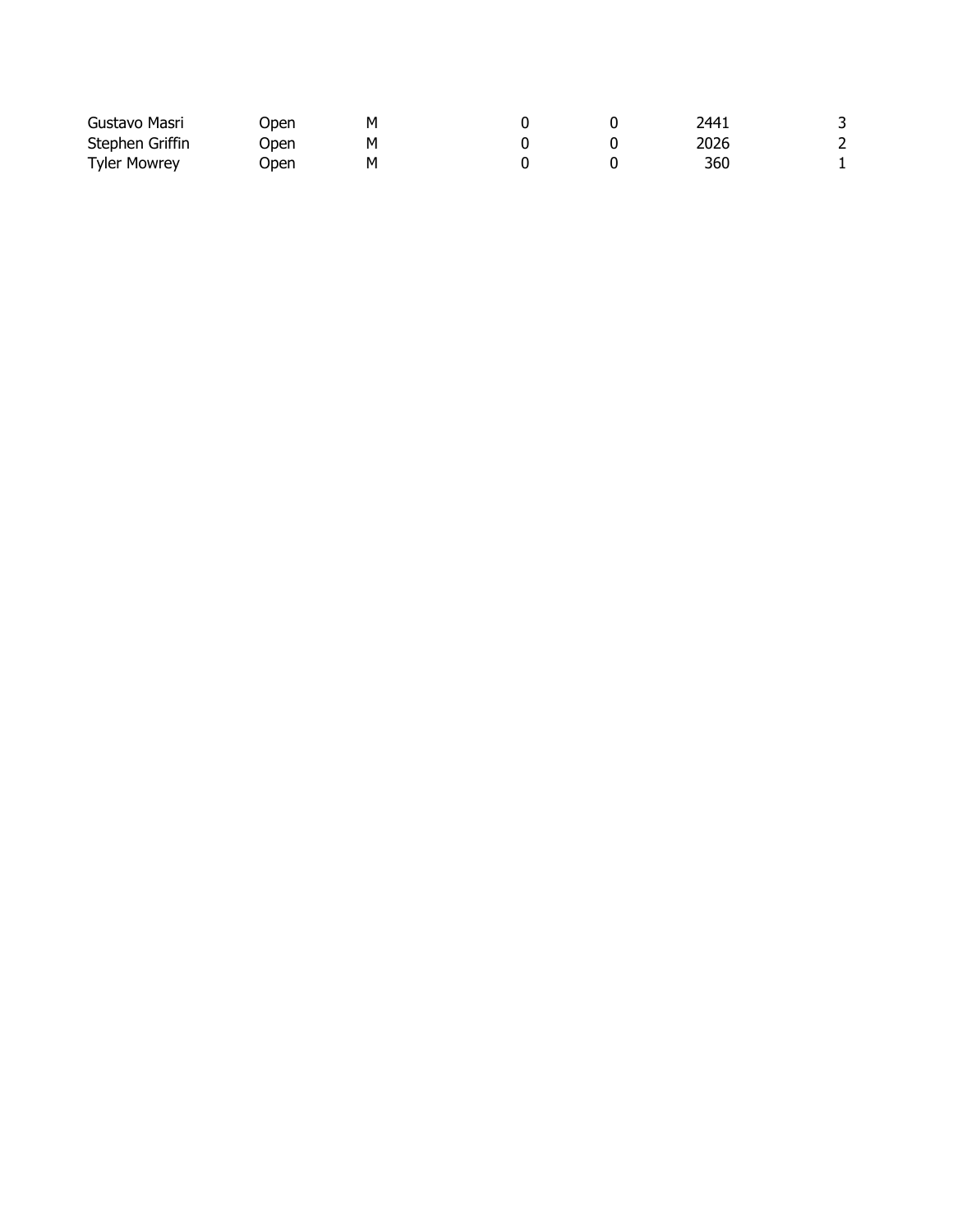| | | | | | | |
|---|---|---|---|---|---|---|
| Gustavo Masri | Open | M | 0 | 0 | 2441 | 3 |
| Stephen Griffin | Open | M | 0 | 0 | 2026 | 2 |
| Tyler Mowrey | Open | M | 0 | 0 | 360 | 1 |